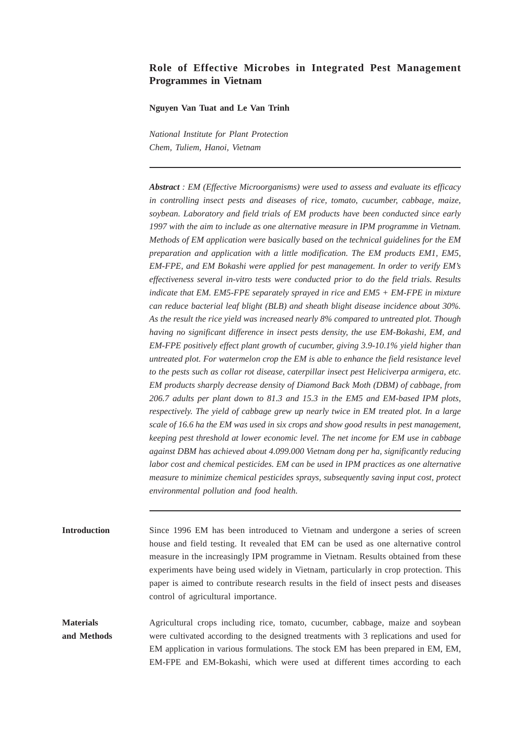# Role of Effective Microbes in Integrated Pest Management Programmes in Vietnam

**Nguyen Van Tuat and Le Van Trinh**

*National Institute for Plant Protection*
*Chem, Tuliem, Hanoi, Vietnam*

---

***Abstract** : EM (Effective Microorganisms) were used to assess and evaluate its efficacy in controlling insect pests and diseases of rice, tomato, cucumber, cabbage, maize, soybean. Laboratory and field trials of EM products have been conducted since early 1997 with the aim to include as one alternative measure in IPM programme in Vietnam. Methods of EM application were basically based on the technical guidelines for the EM preparation and application with a little modification. The EM products EM1, EM5, EM-FPE, and EM Bokashi were applied for pest management. In order to verify EM's effectiveness several in-vitro tests were conducted prior to do the field trials. Results indicate that EM. EM5-FPE separately sprayed in rice and EM5 + EM-FPE in mixture can reduce bacterial leaf blight (BLB) and sheath blight disease incidence about 30%. As the result the rice yield was increased nearly 8% compared to untreated plot. Though having no significant difference in insect pests density, the use EM-Bokashi, EM, and EM-FPE positively effect plant growth of cucumber, giving 3.9-10.1% yield higher than untreated plot. For watermelon crop the EM is able to enhance the field resistance level to the pests such as collar rot disease, caterpillar insect pest Heliciverpa armigera, etc. EM products sharply decrease density of Diamond Back Moth (DBM) of cabbage, from 206.7 adults per plant down to 81.3 and 15.3 in the EM5 and EM-based IPM plots, respectively. The yield of cabbage grew up nearly twice in EM treated plot. In a large scale of 16.6 ha the EM was used in six crops and show good results in pest management, keeping pest threshold at lower economic level. The net income for EM use in cabbage against DBM has achieved about 4.099.000 Vietnam dong per ha, significantly reducing labor cost and chemical pesticides. EM can be used in IPM practices as one alternative measure to minimize chemical pesticides sprays, subsequently saving input cost, protect environmental pollution and food health.*

---

## Introduction

Since 1996 EM has been introduced to Vietnam and undergone a series of screen house and field testing. It revealed that EM can be used as one alternative control measure in the increasingly IPM programme in Vietnam. Results obtained from these experiments have being used widely in Vietnam, particularly in crop protection. This paper is aimed to contribute research results in the field of insect pests and diseases control of agricultural importance.

## Materials and Methods

Agricultural crops including rice, tomato, cucumber, cabbage, maize and soybean were cultivated according to the designed treatments with 3 replications and used for EM application in various formulations. The stock EM has been prepared in EM, EM, EM-FPE and EM-Bokashi, which were used at different times according to each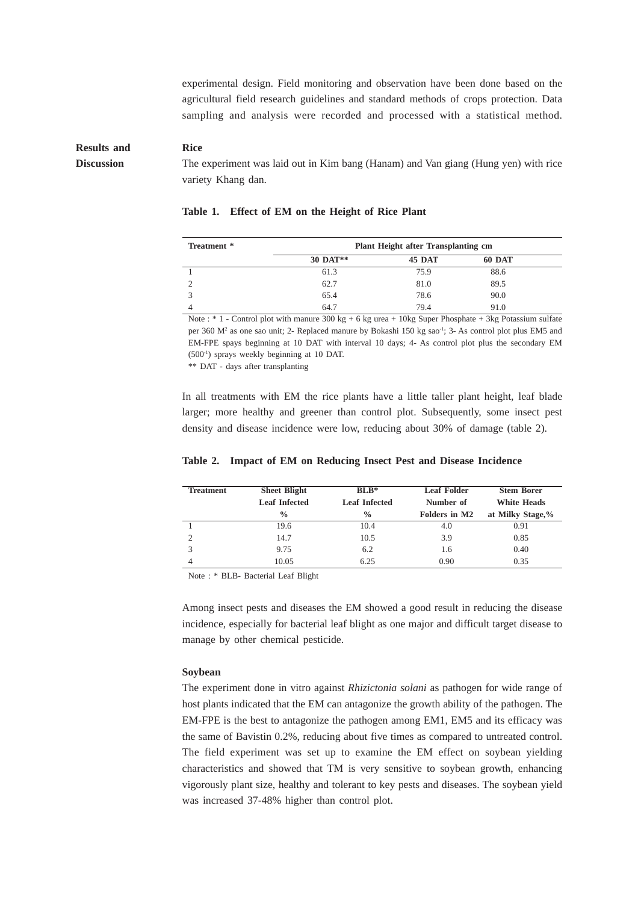experimental design. Field monitoring and observation have been done based on the agricultural field research guidelines and standard methods of crops protection. Data sampling and analysis were recorded and processed with a statistical method.

## Results and Discussion

### Rice

The experiment was laid out in Kim bang (Hanam) and Van giang (Hung yen) with rice variety Khang dan.

**Table 1. Effect of EM on the Height of Rice Plant**

| Treatment * | Plant Height after Transplanting cm | | |
|---|---|---|---|
| | 30 DAT** | 45 DAT | 60 DAT |
| 1 | 61.3 | 75.9 | 88.6 |
| 2 | 62.7 | 81.0 | 89.5 |
| 3 | 65.4 | 78.6 | 90.0 |
| 4 | 64.7 | 79.4 | 91.0 |

Note : * 1 - Control plot with manure 300 kg + 6 kg urea + 10kg Super Phosphate + 3kg Potassium sulfate per 360 $M^2$ as one sao unit; 2- Replaced manure by Bokashi 150 kg $sao^{-1}$; 3- As control plot plus EM5 and EM-FPE spays beginning at 10 DAT with interval 10 days; 4- As control plot plus the secondary EM ($500^{-1}$) sprays weekly beginning at 10 DAT.

** DAT - days after transplanting

In all treatments with EM the rice plants have a little taller plant height, leaf blade larger; more healthy and greener than control plot. Subsequently, some insect pest density and disease incidence were low, reducing about 30% of damage (table 2).

**Table 2. Impact of EM on Reducing Insect Pest and Disease Incidence**

| Treatment | Sheet Blight Leaf Infected % | BLB* Leaf Infected % | Leaf Folder Number of Folders in M2 | Stem Borer White Heads at Milky Stage,% |
|---|---|---|---|---|
| 1 | 19.6 | 10.4 | 4.0 | 0.91 |
| 2 | 14.7 | 10.5 | 3.9 | 0.85 |
| 3 | 9.75 | 6.2 | 1.6 | 0.40 |
| 4 | 10.05 | 6.25 | 0.90 | 0.35 |

Note : * BLB- Bacterial Leaf Blight

Among insect pests and diseases the EM showed a good result in reducing the disease incidence, especially for bacterial leaf blight as one major and difficult target disease to manage by other chemical pesticide.

### Soybean

The experiment done in vitro against *Rhizictonia solani* as pathogen for wide range of host plants indicated that the EM can antagonize the growth ability of the pathogen. The EM-FPE is the best to antagonize the pathogen among EM1, EM5 and its efficacy was the same of Bavistin 0.2%, reducing about five times as compared to untreated control. The field experiment was set up to examine the EM effect on soybean yielding characteristics and showed that TM is very sensitive to soybean growth, enhancing vigorously plant size, healthy and tolerant to key pests and diseases. The soybean yield was increased 37-48% higher than control plot.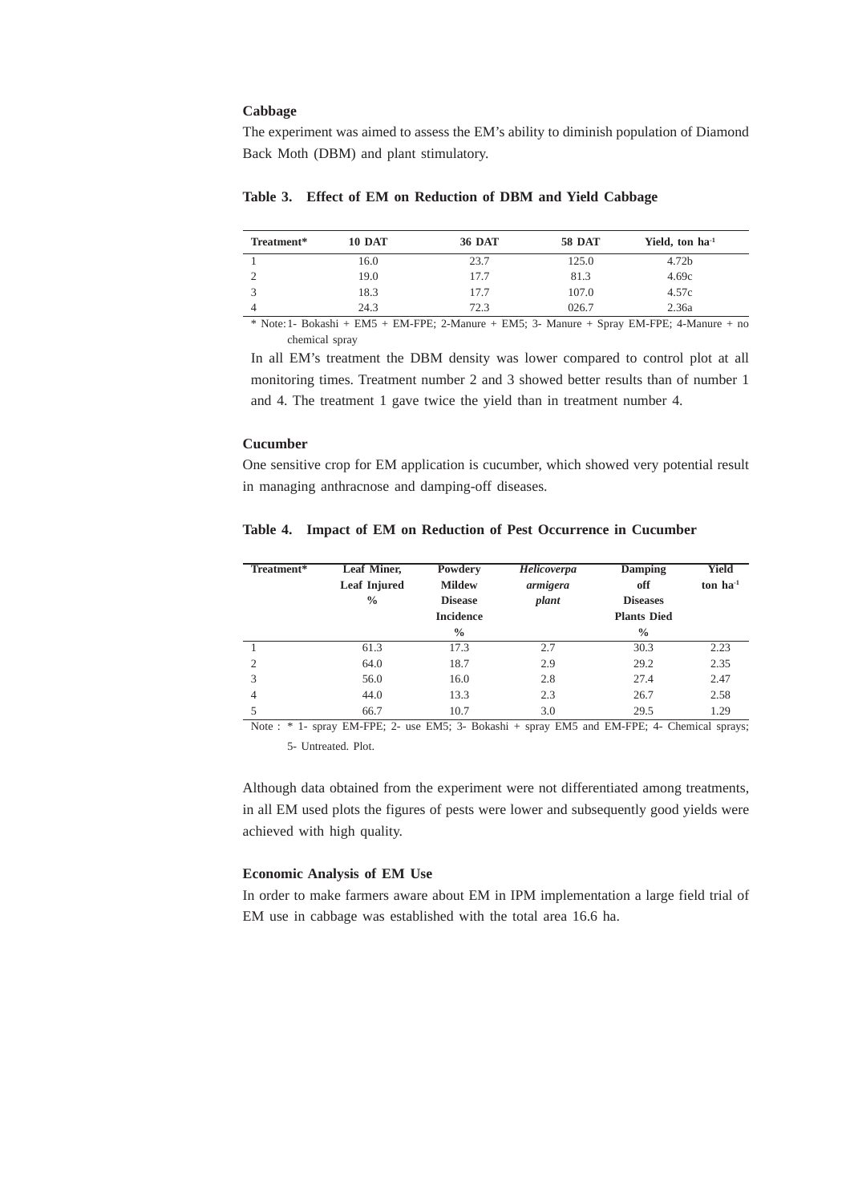### Cabbage

The experiment was aimed to assess the EM's ability to diminish population of Diamond Back Moth (DBM) and plant stimulatory.

**Table 3. Effect of EM on Reduction of DBM and Yield Cabbage**

| Treatment* | 10 DAT | 36 DAT | 58 DAT | Yield, ton ha$^{-1}$ |
|---|---|---|---|---|
| 1 | 16.0 | 23.7 | 125.0 | 4.72b |
| 2 | 19.0 | 17.7 | 81.3 | 4.69c |
| 3 | 18.3 | 17.7 | 107.0 | 4.57c |
| 4 | 24.3 | 72.3 | 026.7 | 2.36a |

* Note: 1- Bokashi + EM5 + EM-FPE; 2-Manure + EM5; 3- Manure + Spray EM-FPE; 4-Manure + no chemical spray

In all EM's treatment the DBM density was lower compared to control plot at all monitoring times. Treatment number 2 and 3 showed better results than of number 1 and 4. The treatment 1 gave twice the yield than in treatment number 4.

### Cucumber

One sensitive crop for EM application is cucumber, which showed very potential result in managing anthracnose and damping-off diseases.

**Table 4. Impact of EM on Reduction of Pest Occurrence in Cucumber**

| Treatment* | Leaf Miner, Leaf Injured % | Powdery Mildew Disease Incidence % | *Helicoverpa armigera plant* | Damping off Diseases Plants Died % | Yield ton ha$^{-1}$ |
|---|---|---|---|---|---|
| 1 | 61.3 | 17.3 | 2.7 | 30.3 | 2.23 |
| 2 | 64.0 | 18.7 | 2.9 | 29.2 | 2.35 |
| 3 | 56.0 | 16.0 | 2.8 | 27.4 | 2.47 |
| 4 | 44.0 | 13.3 | 2.3 | 26.7 | 2.58 |
| 5 | 66.7 | 10.7 | 3.0 | 29.5 | 1.29 |

Note : * 1- spray EM-FPE; 2- use EM5; 3- Bokashi + spray EM5 and EM-FPE; 4- Chemical sprays; 5- Untreated. Plot.

Although data obtained from the experiment were not differentiated among treatments, in all EM used plots the figures of pests were lower and subsequently good yields were achieved with high quality.

### Economic Analysis of EM Use

In order to make farmers aware about EM in IPM implementation a large field trial of EM use in cabbage was established with the total area 16.6 ha.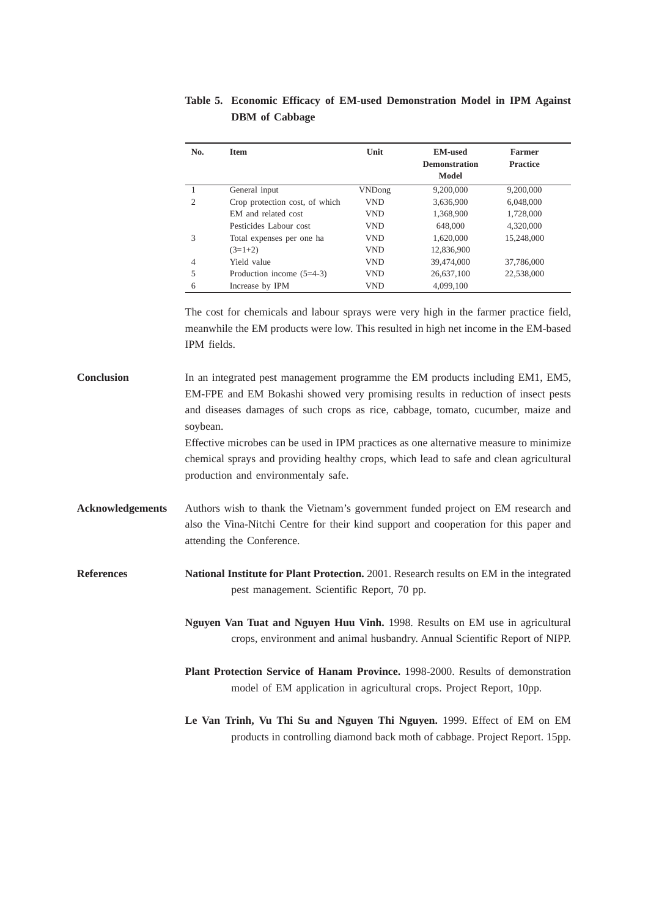**Table 5. Economic Efficacy of EM-used Demonstration Model in IPM Against DBM of Cabbage**

| No. | Item | Unit | EM-used Demonstration Model | Farmer Practice |
|---|---|---|---|---|
| 1 | General input | VNDong | 9,200,000 | 9,200,000 |
| 2 | Crop protection cost, of which | VND | 3,636,900 | 6,048,000 |
| | EM and related cost | VND | 1,368,900 | 1,728,000 |
| | Pesticides Labour cost | VND | 648,000 | 4,320,000 |
| 3 | Total expenses per one ha | VND | 1,620,000 | 15,248,000 |
| | (3=1+2) | VND | 12,836,900 | |
| 4 | Yield value | VND | 39,474,000 | 37,786,000 |
| 5 | Production income (5=4-3) | VND | 26,637,100 | 22,538,000 |
| 6 | Increase by IPM | VND | 4,099,100 | |

The cost for chemicals and labour sprays were very high in the farmer practice field, meanwhile the EM products were low. This resulted in high net income in the EM-based IPM fields.

## Conclusion

In an integrated pest management programme the EM products including EM1, EM5, EM-FPE and EM Bokashi showed very promising results in reduction of insect pests and diseases damages of such crops as rice, cabbage, tomato, cucumber, maize and soybean.

Effective microbes can be used in IPM practices as one alternative measure to minimize chemical sprays and providing healthy crops, which lead to safe and clean agricultural production and environmentaly safe.

## Acknowledgements

Authors wish to thank the Vietnam's government funded project on EM research and also the Vina-Nitchi Centre for their kind support and cooperation for this paper and attending the Conference.

## References

**National Institute for Plant Protection.** 2001. Research results on EM in the integrated pest management. Scientific Report, 70 pp.

**Nguyen Van Tuat and Nguyen Huu Vinh.** 1998. Results on EM use in agricultural crops, environment and animal husbandry. Annual Scientific Report of NIPP.

**Plant Protection Service of Hanam Province.** 1998-2000. Results of demonstration model of EM application in agricultural crops. Project Report, 10pp.

**Le Van Trinh, Vu Thi Su and Nguyen Thi Nguyen.** 1999. Effect of EM on EM products in controlling diamond back moth of cabbage. Project Report. 15pp.